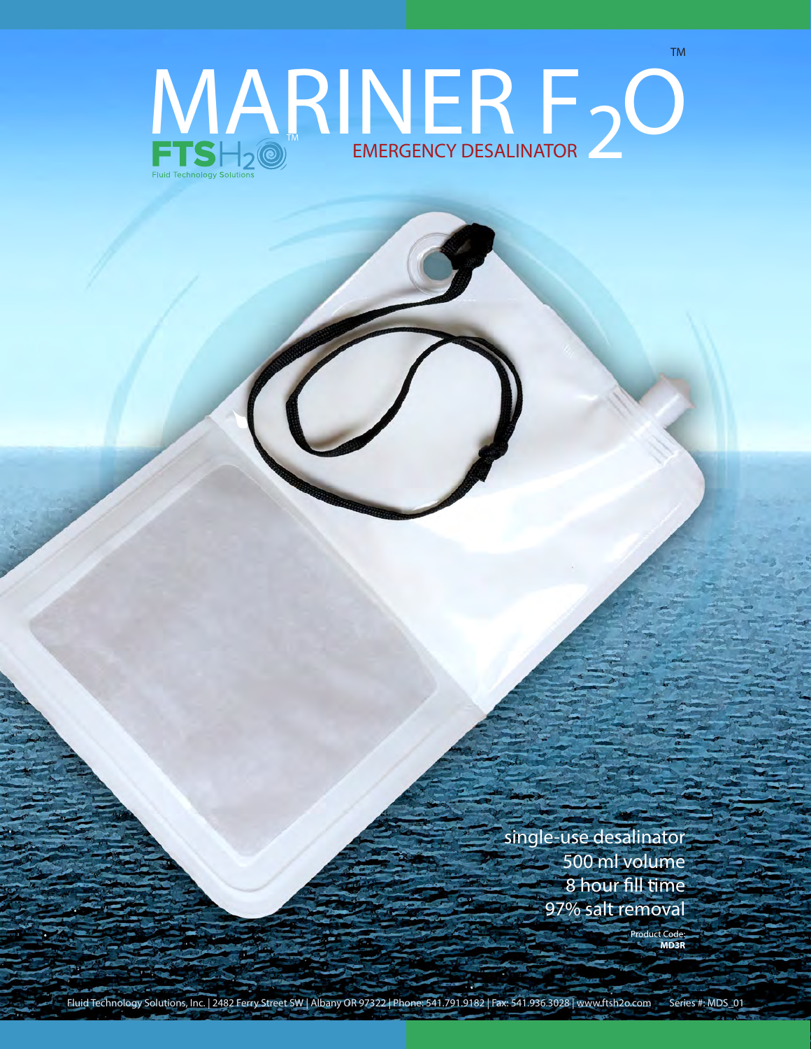# MARINER $F_2O$™

FTS$H_2O$™
Fluid Technology Solutions

EMERGENCY DESALINATOR

single-use desalinator
500 ml volume
8 hour fill time
97% salt removal

Product Code:
**MD3R**

Fluid Technology Solutions, Inc. | 2482 Ferry Street SW | Albany OR 97322 | Phone: 541.791.9182 | Fax: 541.936.3028 | www.ftsh2o.com Series #: MDS_01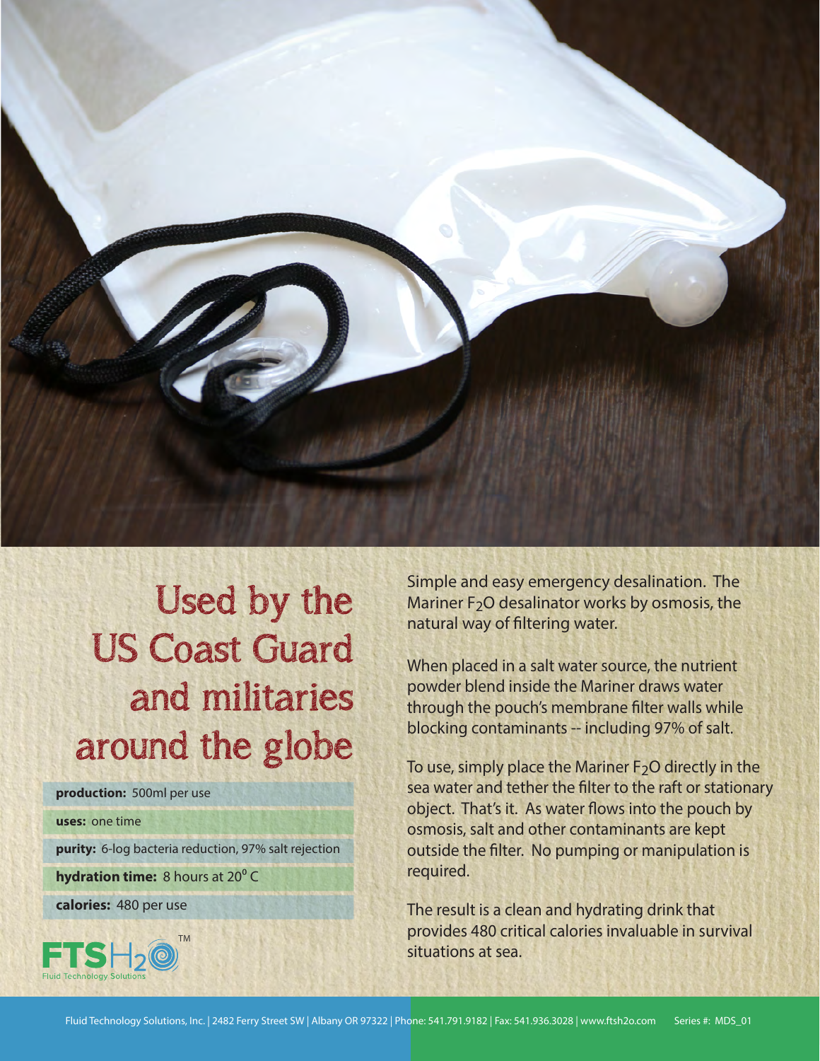# Used by the US Coast Guard and militaries around the globe

| | |
|---|---|
| **production:** | 500ml per use |
| **uses:** | one time |
| **purity:** | 6-log bacteria reduction, 97% salt rejection |
| **hydration time:** | 8 hours at $20^{0}$ C |
| **calories:** | 480 per use |

FTSH2O™ Fluid Technology Solutions

Simple and easy emergency desalination. The Mariner $F_2O$ desalinator works by osmosis, the natural way of filtering water.

When placed in a salt water source, the nutrient powder blend inside the Mariner draws water through the pouch's membrane filter walls while blocking contaminants -- including 97% of salt.

To use, simply place the Mariner $F_2O$ directly in the sea water and tether the filter to the raft or stationary object. That's it. As water flows into the pouch by osmosis, salt and other contaminants are kept outside the filter. No pumping or manipulation is required.

The result is a clean and hydrating drink that provides 480 critical calories invaluable in survival situations at sea.

Fluid Technology Solutions, Inc. | 2482 Ferry Street SW | Albany OR 97322 | Phone: 541.791.9182 | Fax: 541.936.3028 | www.ftsh2o.com Series #: MDS_01